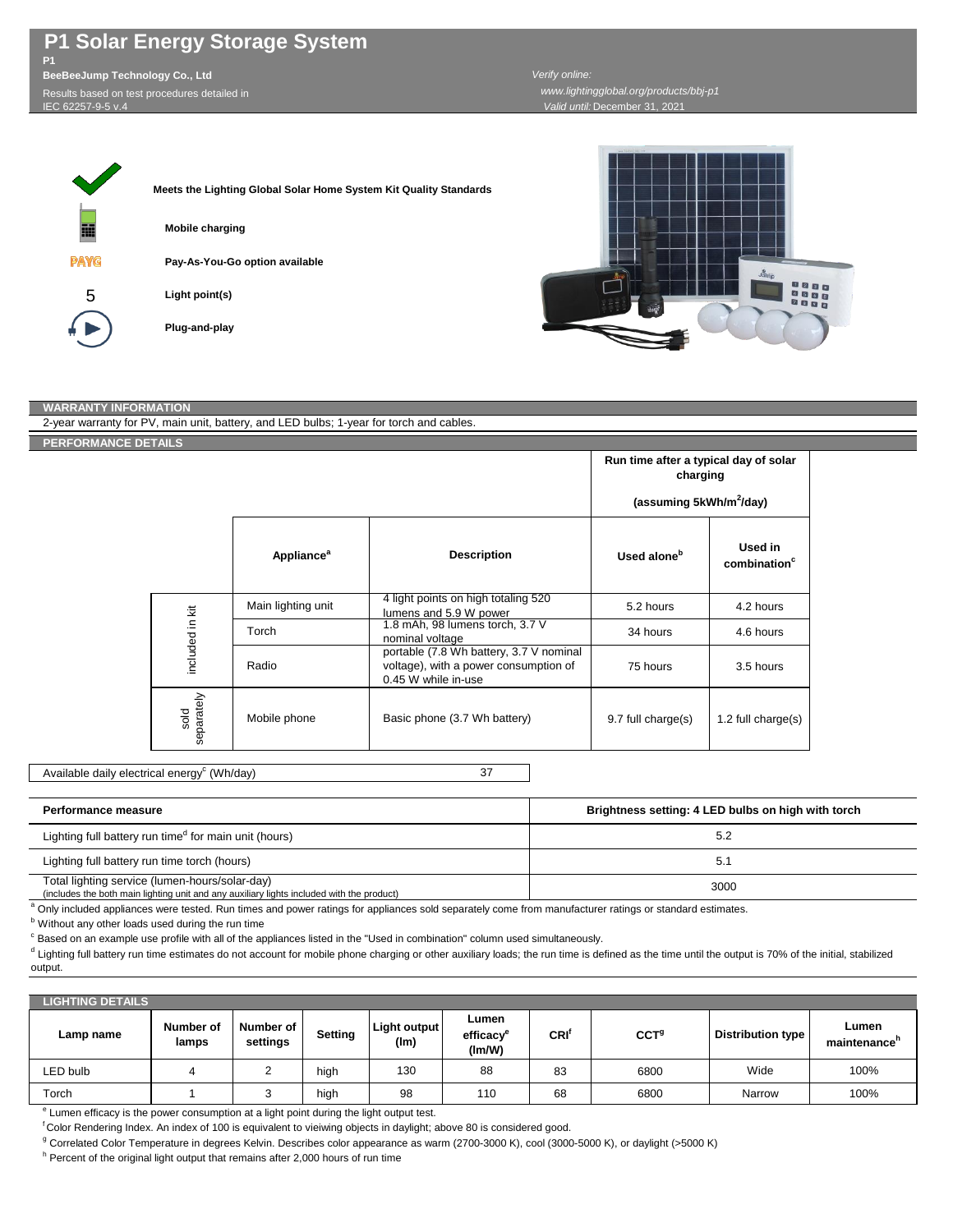# P1 Solar Energy Storage System

**P1**

**BeeBeeJump Technology Co., Ltd**

Results based on test procedures detailed in IEC 62257-9-5 v.4

*Verify online:* www.lightingglobal.org/products/bbj-p1

*Valid until:* December 31, 2021

**Meets the Lighting Global Solar Home System Kit Quality Standards**

**Mobile charging**

**Pay-As-You-Go option available**

5 **Light point(s)**

**Plug-and-play**

## WARRANTY INFORMATION

2-year warranty for PV, main unit, battery, and LED bulbs; 1-year for torch and cables.

## PERFORMANCE DETAILS

| | Appliance[a] | Description | Run time after a typical day of solar charging (assuming 5kWh/m$^2$/day): Used alone[b] | Used in combination[c] |
|---|---|---|---|---|
| included in kit | Main lighting unit | 4 light points on high totaling 520 lumens and 5.9 W power | 5.2 hours | 4.2 hours |
| included in kit | Torch | 1.8 mAh, 98 lumens torch, 3.7 V nominal voltage | 34 hours | 4.6 hours |
| included in kit | Radio | portable (7.8 Wh battery, 3.7 V nominal voltage), with a power consumption of 0.45 W while in-use | 75 hours | 3.5 hours |
| sold separately | Mobile phone | Basic phone (3.7 Wh battery) | 9.7 full charge(s) | 1.2 full charge(s) |

| Available daily electrical energy[c] (Wh/day) | 37 |
|---|---|

| Performance measure | Brightness setting: 4 LED bulbs on high with torch |
|---|---|
| Lighting full battery run time[d] for main unit (hours) | 5.2 |
| Lighting full battery run time torch (hours) | 5.1 |
| Total lighting service (lumen-hours/solar-day) (includes the both main lighting unit and any auxiliary lights included with the product) | 3000 |

[a] Only included appliances were tested. Run times and power ratings for appliances sold separately come from manufacturer ratings or standard estimates.

[b] Without any other loads used during the run time

[c] Based on an example use profile with all of the appliances listed in the "Used in combination" column used simultaneously.

[d] Lighting full battery run time estimates do not account for mobile phone charging or other auxiliary loads; the run time is defined as the time until the output is 70% of the initial, stabilized output.

## LIGHTING DETAILS

| Lamp name | Number of lamps | Number of settings | Setting | Light output (lm) | Lumen efficacy[e] (lm/W) | CRI[f] | CCT[g] | Distribution type | Lumen maintenance[h] |
|---|---|---|---|---|---|---|---|---|---|
| LED bulb | 4 | 2 | high | 130 | 88 | 83 | 6800 | Wide | 100% |
| Torch | 1 | 3 | high | 98 | 110 | 68 | 6800 | Narrow | 100% |

[e] Lumen efficacy is the power consumption at a light point during the light output test.

[f] Color Rendering Index. An index of 100 is equivalent to vieiwing objects in daylight; above 80 is considered good.

[g] Correlated Color Temperature in degrees Kelvin. Describes color appearance as warm (2700-3000 K), cool (3000-5000 K), or daylight (>5000 K)

[h] Percent of the original light output that remains after 2,000 hours of run time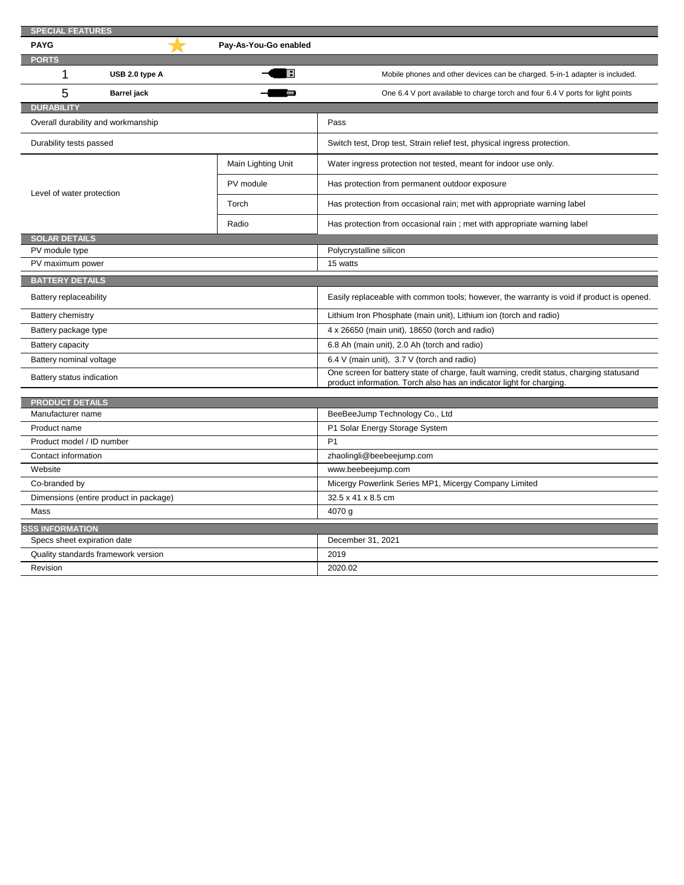| SPECIAL FEATURES | | | |
|---|---|---|---|
| **PAYG** | ★ | **Pay-As-You-Go enabled** | |

| PORTS | | |
|---|---|---|
| 1 | **USB 2.0 type A** | Mobile phones and other devices can be charged. 5-in-1 adapter is included. |
| 5 | **Barrel jack** | One 6.4 V port available to charge torch and four 6.4 V ports for light points |

| DURABILITY | | |
|---|---|---|
| Overall durability and workmanship | | Pass |
| Durability tests passed | | Switch test, Drop test, Strain relief test, physical ingress protection. |
| Level of water protection | Main Lighting Unit | Water ingress protection not tested, meant for indoor use only. |
| | PV module | Has protection from permanent outdoor exposure |
| | Torch | Has protection from occasional rain; met with appropriate warning label |
| | Radio | Has protection from occasional rain ; met with appropriate warning label |

| SOLAR DETAILS | |
|---|---|
| PV module type | Polycrystalline silicon |
| PV maximum power | 15 watts |

| BATTERY DETAILS | |
|---|---|
| Battery replaceability | Easily replaceable with common tools; however, the warranty is void if product is opened. |
| Battery chemistry | Lithium Iron Phosphate (main unit), Lithium ion (torch and radio) |
| Battery package type | 4 x 26650 (main unit), 18650 (torch and radio) |
| Battery capacity | 6.8 Ah (main unit), 2.0 Ah (torch and radio) |
| Battery nominal voltage | 6.4 V (main unit), 3.7 V (torch and radio) |
| Battery status indication | One screen for battery state of charge, fault warning, credit status, charging statusand product information. Torch also has an indicator light for charging. |

| PRODUCT DETAILS | |
|---|---|
| Manufacturer name | BeeBeeJump Technology Co., Ltd |
| Product name | P1 Solar Energy Storage System |
| Product model / ID number | P1 |
| Contact information | zhaolingli@beebeejump.com |
| Website | www.beebeejump.com |
| Co-branded by | Micergy Powerlink Series MP1, Micergy Company Limited |
| Dimensions (entire product in package) | 32.5 x 41 x 8.5 cm |
| Mass | 4070 g |

| SSS INFORMATION | |
|---|---|
| Specs sheet expiration date | December 31, 2021 |
| Quality standards framework version | 2019 |
| Revision | 2020.02 |